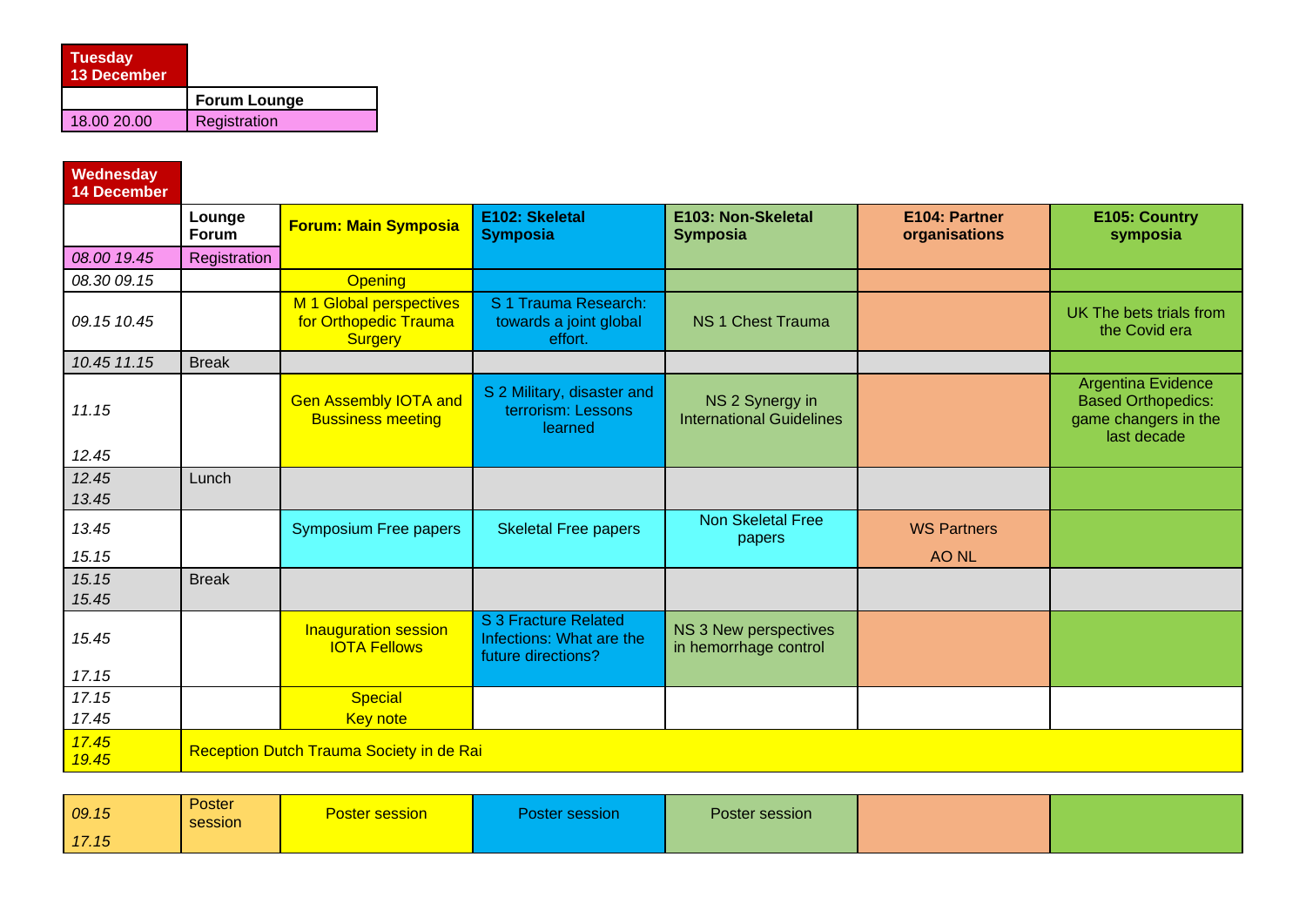**Tuesday 13 December**

| | Forum Lounge |
|---|---|
| 18.00 20.00 | Registration |

**Wednesday 14 December**

| | Lounge Forum | Forum: Main Symposia | E102: Skeletal Symposia | E103: Non-Skeletal Symposia | E104: Partner organisations | E105: Country symposia |
|---|---|---|---|---|---|---|
| 08.00 19.45 | Registration | | | | | |
| 08.30 09.15 | | Opening | | | | |
| 09.15 10.45 | | M 1 Global perspectives for Orthopedic Trauma Surgery | S 1 Trauma Research: towards a joint global effort. | NS 1 Chest Trauma | | UK The bets trials from the Covid era |
| 10.45 11.15 | Break | | | | | |
| 11.15 12.45 | | Gen Assembly IOTA and Bussiness meeting | S 2 Military, disaster and terrorism: Lessons learned | NS 2 Synergy in International Guidelines | | Argentina Evidence Based Orthopedics: game changers in the last decade |
| 12.45 13.45 | Lunch | | | | | |
| 13.45 15.15 | | Symposium Free papers | Skeletal Free papers | Non Skeletal Free papers | WS Partners AO NL | |
| 15.15 15.45 | Break | | | | | |
| 15.45 17.15 | | Inauguration session IOTA Fellows | S 3 Fracture Related Infections: What are the future directions? | NS 3 New perspectives in hemorrhage control | | |
| 17.15 17.45 | | Special Key note | | | | |
| 17.45 19.45 | Reception Dutch Trauma Society in de Rai | | | | | |

| | | | | | | |
|---|---|---|---|---|---|---|
| 09.15 17.15 | Poster session | Poster session | Poster session | Poster session | | |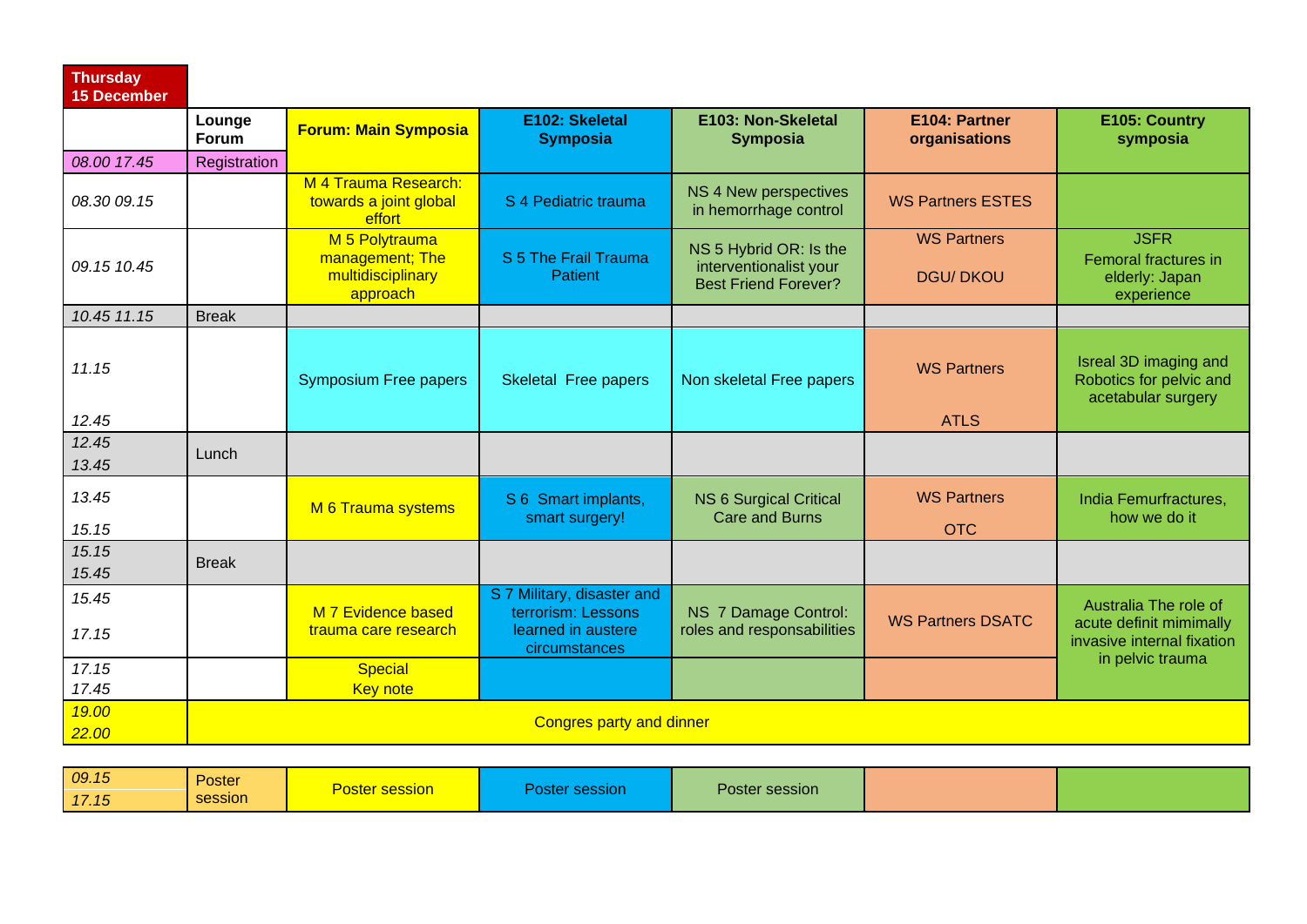**Thursday 15 December**

| | Lounge Forum | Forum: Main Symposia | E102: Skeletal Symposia | E103: Non-Skeletal Symposia | E104: Partner organisations | E105: Country symposia |
|---|---|---|---|---|---|---|
| 08.00 17.45 | Registration | | | | | |
| 08.30 09.15 | | M 4 Trauma Research: towards a joint global effort | S 4 Pediatric trauma | NS 4 New perspectives in hemorrhage control | WS Partners ESTES | |
| 09.15 10.45 | | M 5 Polytrauma management; The multidisciplinary approach | S 5 The Frail Trauma Patient | NS 5 Hybrid OR: Is the interventionalist your Best Friend Forever? | WS Partners DGU/ DKOU | JSFR Femoral fractures in elderly: Japan experience |
| 10.45 11.15 | Break | | | | | |
| 11.15 12.45 | | Symposium Free papers | Skeletal Free papers | Non skeletal Free papers | WS Partners ATLS | Isreal 3D imaging and Robotics for pelvic and acetabular surgery |
| 12.45 13.45 | Lunch | | | | | |
| 13.45 15.15 | | M 6 Trauma systems | S 6 Smart implants, smart surgery! | NS 6 Surgical Critical Care and Burns | WS Partners OTC | India Femurfractures, how we do it |
| 15.15 15.45 | Break | | | | | |
| 15.45 17.15 | | M 7 Evidence based trauma care research | S 7 Military, disaster and terrorism: Lessons learned in austere circumstances | NS 7 Damage Control: roles and responsabilities | WS Partners DSATC | Australia The role of acute definit mimimally invasive internal fixation in pelvic trauma |
| 17.15 17.45 | | Special Key note | | | | |
| 19.00 22.00 | Congres party and dinner | | | | | |
| 09.15 17.15 | Poster session | Poster session | Poster session | Poster session | | |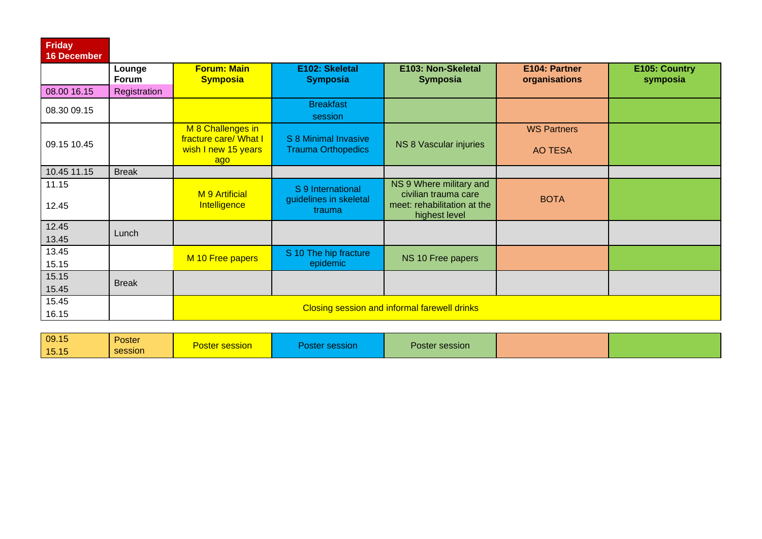**Friday
16 December**

| | Lounge Forum | Forum: Main Symposia | E102: Skeletal Symposia | E103: Non-Skeletal Symposia | E104: Partner organisations | E105: Country symposia |
|---|---|---|---|---|---|---|
| 08.00 16.15 | Registration | | | | | |
| 08.30 09.15 | | | Breakfast session | | | |
| 09.15 10.45 | | M 8 Challenges in fracture care/ What I wish I new 15 years ago | S 8 Minimal Invasive Trauma Orthopedics | NS 8 Vascular injuries | WS Partners AO TESA | |
| 10.45 11.15 | Break | | | | | |
| 11.15 12.45 | | M 9 Artificial Intelligence | S 9 International guidelines in skeletal trauma | NS 9 Where military and civilian trauma care meet: rehabilitation at the highest level | BOTA | |
| 12.45 13.45 | Lunch | | | | | |
| 13.45 15.15 | | M 10 Free papers | S 10 The hip fracture epidemic | NS 10 Free papers | | |
| 15.15 15.45 | Break | | | | | |
| 15.45 16.15 | | Closing session and informal farewell drinks | | | | |

| | | | | | | |
|---|---|---|---|---|---|---|
| 09.15 15.15 | Poster session | Poster session | Poster session | Poster session | | |